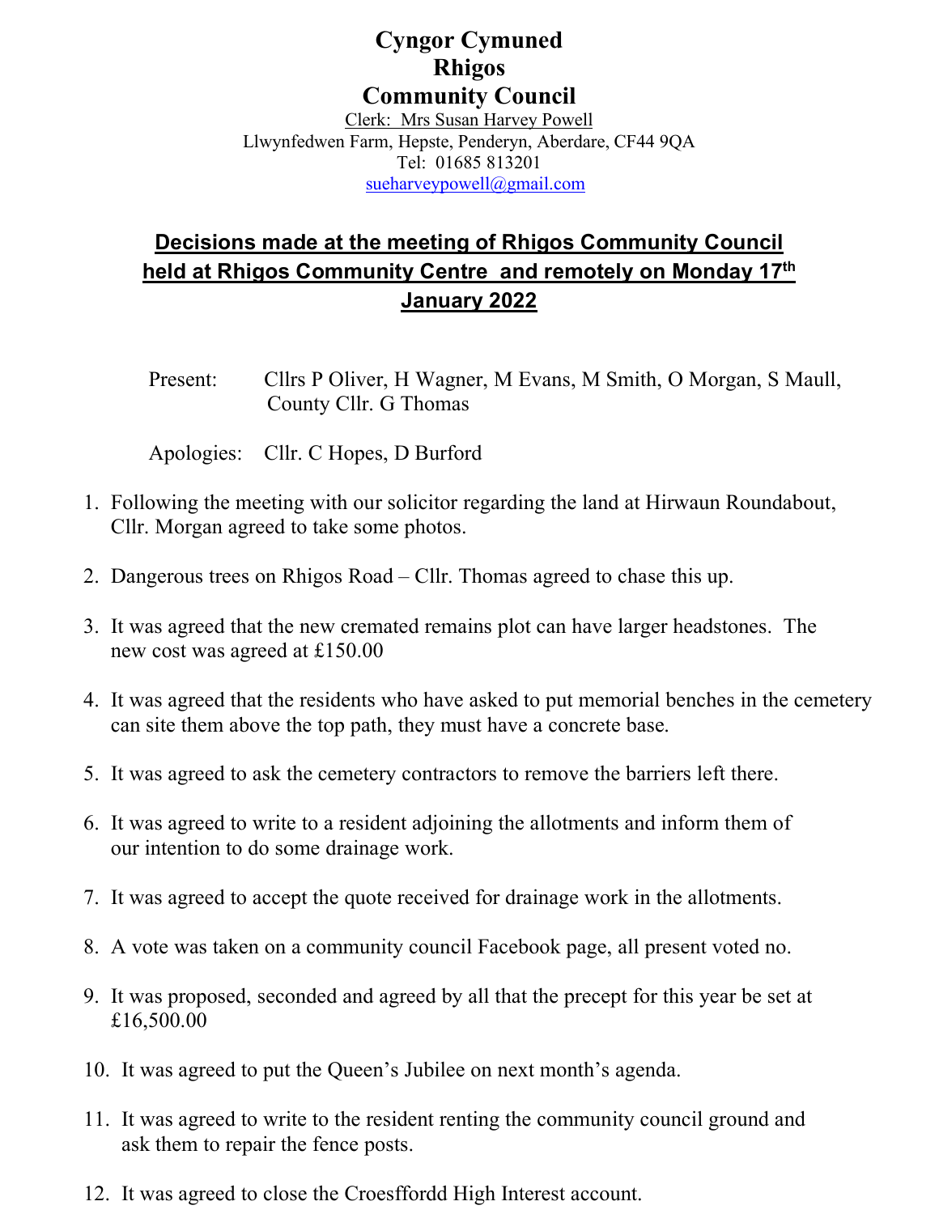# Cyngor Cymuned
# Rhigos
# Community Council

Clerk: Mrs Susan Harvey Powell
Llwynfedwen Farm, Hepste, Penderyn, Aberdare, CF44 9QA
Tel: 01685 813201
sueharveypowell@gmail.com

## Decisions made at the meeting of Rhigos Community Council held at Rhigos Community Centre and remotely on Monday 17th January 2022

Present: Cllrs P Oliver, H Wagner, M Evans, M Smith, O Morgan, S Maull, County Cllr. G Thomas

Apologies: Cllr. C Hopes, D Burford

1. Following the meeting with our solicitor regarding the land at Hirwaun Roundabout, Cllr. Morgan agreed to take some photos.
2. Dangerous trees on Rhigos Road – Cllr. Thomas agreed to chase this up.
3. It was agreed that the new cremated remains plot can have larger headstones. The new cost was agreed at £150.00
4. It was agreed that the residents who have asked to put memorial benches in the cemetery can site them above the top path, they must have a concrete base.
5. It was agreed to ask the cemetery contractors to remove the barriers left there.
6. It was agreed to write to a resident adjoining the allotments and inform them of our intention to do some drainage work.
7. It was agreed to accept the quote received for drainage work in the allotments.
8. A vote was taken on a community council Facebook page, all present voted no.
9. It was proposed, seconded and agreed by all that the precept for this year be set at £16,500.00
10. It was agreed to put the Queen's Jubilee on next month's agenda.
11. It was agreed to write to the resident renting the community council ground and ask them to repair the fence posts.
12. It was agreed to close the Croesffordd High Interest account.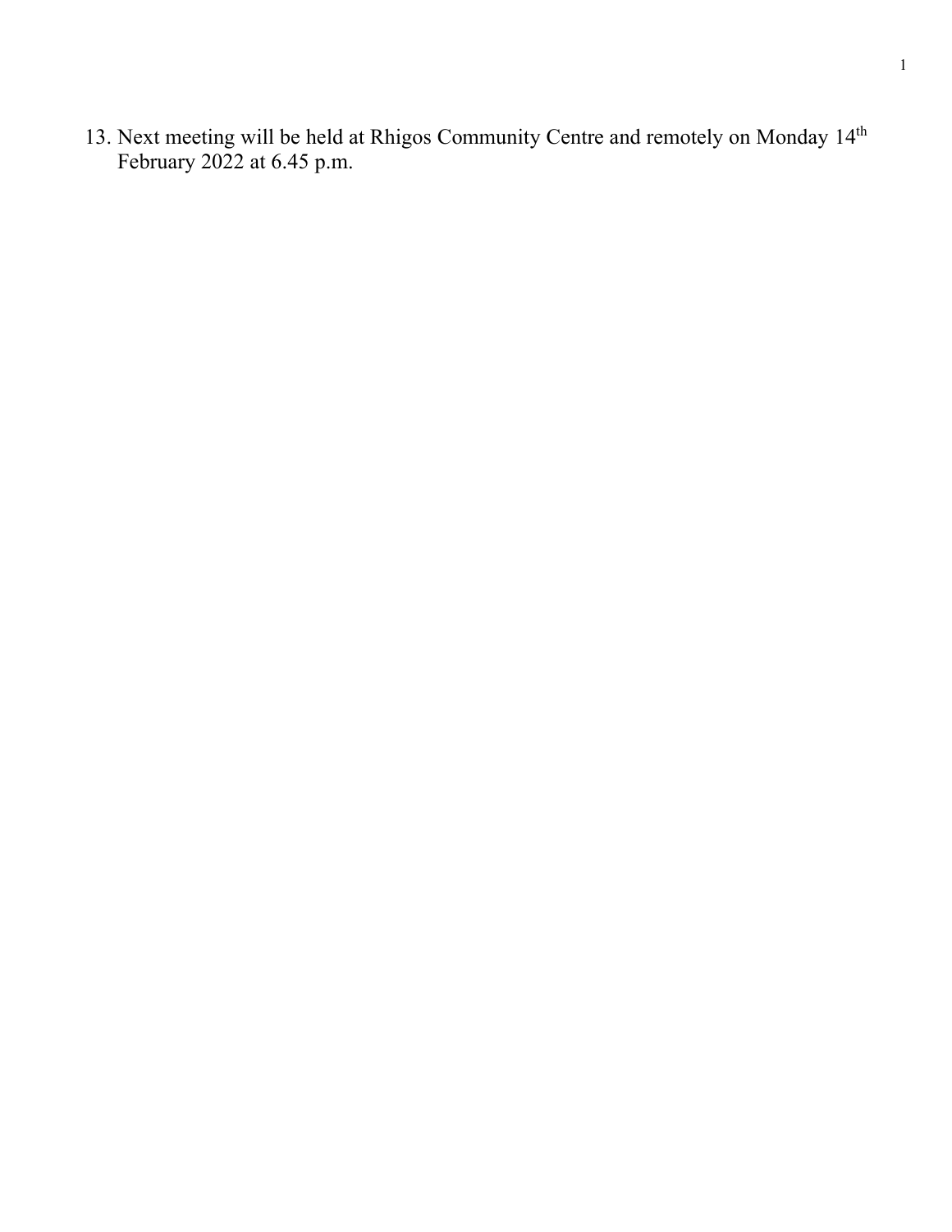13. Next meeting will be held at Rhigos Community Centre and remotely on Monday 14th February 2022 at 6.45 p.m.